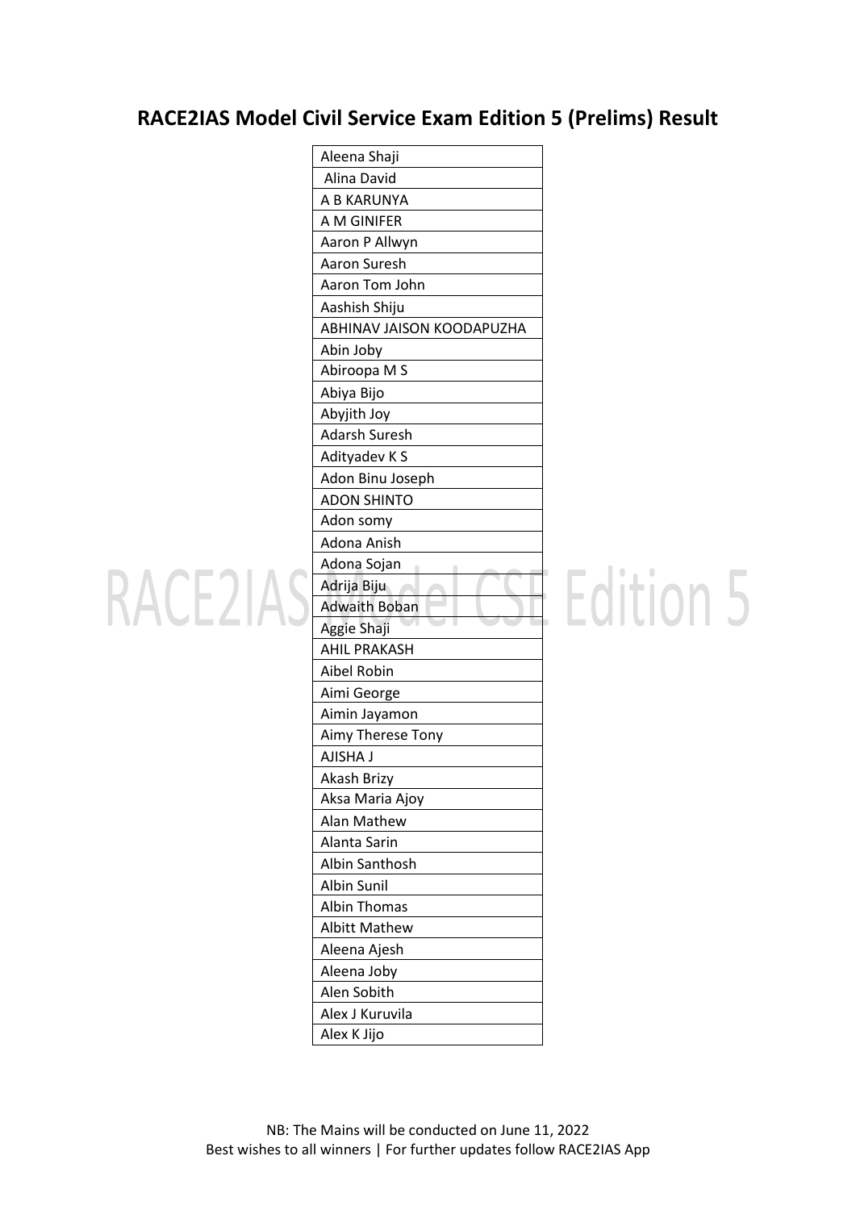# RACE2IAS Model Civil Service Exam Edition 5 (Prelims) Result

| Aleena Shaji |
|---|
| Alina David |
| A B KARUNYA |
| A M GINIFER |
| Aaron P Allwyn |
| Aaron Suresh |
| Aaron Tom John |
| Aashish Shiju |
| ABHINAV JAISON KOODAPUZHA |
| Abin Joby |
| Abiroopa M S |
| Abiya Bijo |
| Abyjith Joy |
| Adarsh Suresh |
| Adityadev K S |
| Adon Binu Joseph |
| ADON SHINTO |
| Adon somy |
| Adona Anish |
| Adona Sojan |
| Adrija Biju |
| Adwaith Boban |
| Aggie Shaji |
| AHIL PRAKASH |
| Aibel Robin |
| Aimi George |
| Aimin Jayamon |
| Aimy Therese Tony |
| AJISHA J |
| Akash Brizy |
| Aksa Maria Ajoy |
| Alan Mathew |
| Alanta Sarin |
| Albin Santhosh |
| Albin Sunil |
| Albin Thomas |
| Albitt Mathew |
| Aleena Ajesh |
| Aleena Joby |
| Alen Sobith |
| Alex J Kuruvila |
| Alex K Jijo |

NB: The Mains will be conducted on June 11, 2022
Best wishes to all winners | For further updates follow RACE2IAS App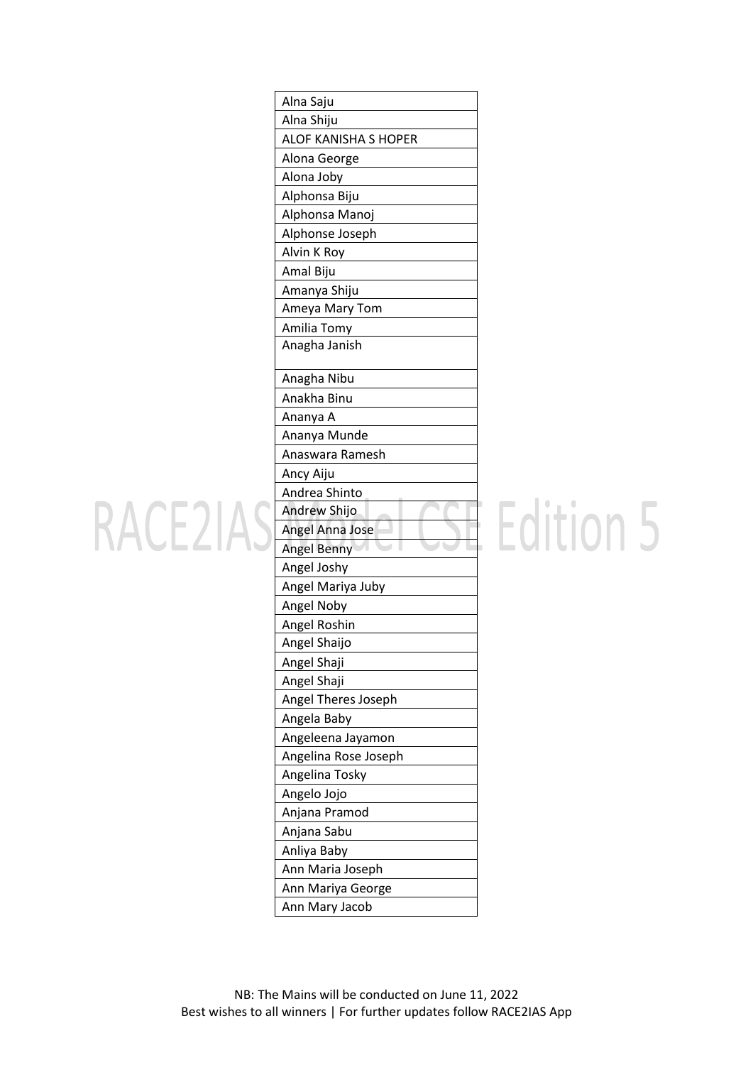| Alna Saju |
| --- |
| Alna Shiju |
| ALOF KANISHA S HOPER |
| Alona George |
| Alona Joby |
| Alphonsa Biju |
| Alphonsa Manoj |
| Alphonse Joseph |
| Alvin K Roy |
| Amal Biju |
| Amanya Shiju |
| Ameya Mary Tom |
| Amilia Tomy |
| Anagha Janish |
| Anagha Nibu |
| Anakha Binu |
| Ananya A |
| Ananya Munde |
| Anaswara Ramesh |
| Ancy Aiju |
| Andrea Shinto |
| Andrew Shijo |
| Angel Anna Jose |
| Angel Benny |
| Angel Joshy |
| Angel Mariya Juby |
| Angel Noby |
| Angel Roshin |
| Angel Shaijo |
| Angel Shaji |
| Angel Shaji |
| Angel Theres Joseph |
| Angela Baby |
| Angeleena Jayamon |
| Angelina Rose Joseph |
| Angelina Tosky |
| Angelo Jojo |
| Anjana Pramod |
| Anjana Sabu |
| Anliya Baby |
| Ann Maria Joseph |
| Ann Mariya George |
| Ann Mary Jacob |

NB: The Mains will be conducted on June 11, 2022
Best wishes to all winners | For further updates follow RACE2IAS App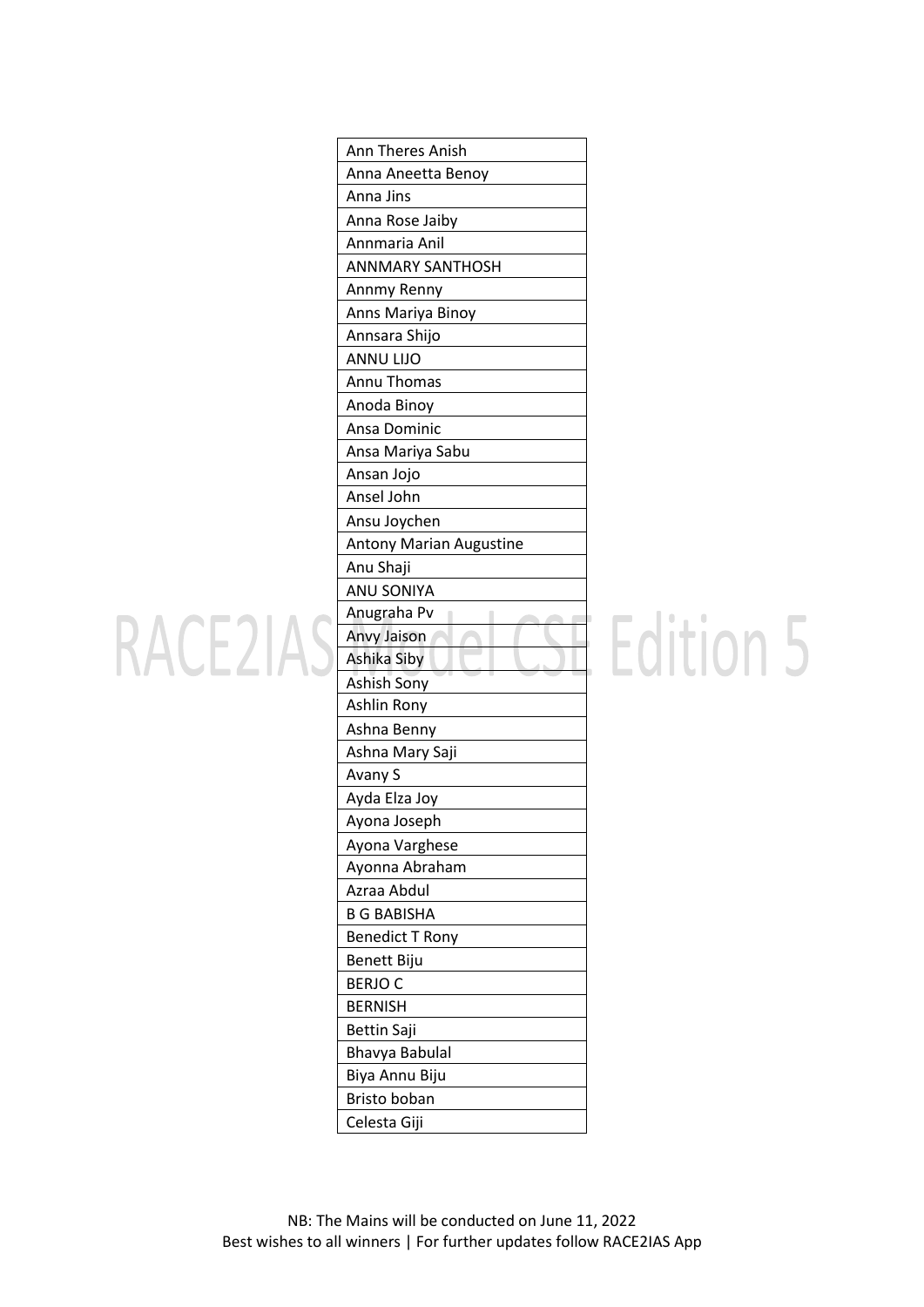| Ann Theres Anish |
|---|
| Anna Aneetta Benoy |
| Anna Jins |
| Anna Rose Jaiby |
| Annmaria Anil |
| ANNMARY SANTHOSH |
| Annmy Renny |
| Anns Mariya Binoy |
| Annsara Shijo |
| ANNU LIJO |
| Annu Thomas |
| Anoda Binoy |
| Ansa Dominic |
| Ansa Mariya Sabu |
| Ansan Jojo |
| Ansel John |
| Ansu Joychen |
| Antony Marian Augustine |
| Anu Shaji |
| ANU SONIYA |
| Anugraha Pv |
| Anvy Jaison |
| Ashika Siby |
| Ashish Sony |
| Ashlin Rony |
| Ashna Benny |
| Ashna Mary Saji |
| Avany S |
| Ayda Elza Joy |
| Ayona Joseph |
| Ayona Varghese |
| Ayonna Abraham |
| Azraa Abdul |
| B G BABISHA |
| Benedict T Rony |
| Benett Biju |
| BERJO C |
| BERNISH |
| Bettin Saji |
| Bhavya Babulal |
| Biya Annu Biju |
| Bristo boban |
| Celesta Giji |

NB: The Mains will be conducted on June 11, 2022
Best wishes to all winners | For further updates follow RACE2IAS App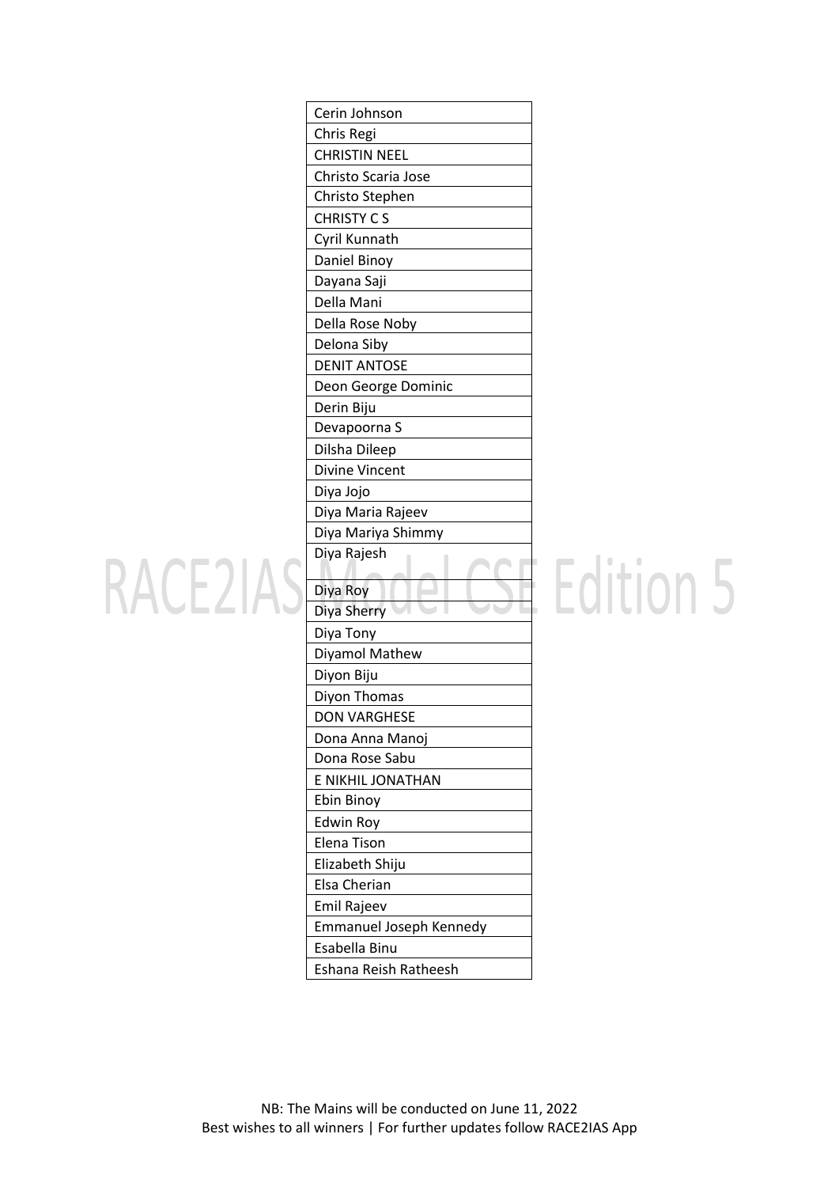| Cerin Johnson |
|---|
| Chris Regi |
| CHRISTIN NEEL |
| Christo Scaria Jose |
| Christo Stephen |
| CHRISTY C S |
| Cyril Kunnath |
| Daniel Binoy |
| Dayana Saji |
| Della Mani |
| Della Rose Noby |
| Delona Siby |
| DENIT ANTOSE |
| Deon George Dominic |
| Derin Biju |
| Devapoorna S |
| Dilsha Dileep |
| Divine Vincent |
| Diya Jojo |
| Diya Maria Rajeev |
| Diya Mariya Shimmy |
| Diya Rajesh |
| Diya Roy |
| Diya Sherry |
| Diya Tony |
| Diyamol Mathew |
| Diyon Biju |
| Diyon Thomas |
| DON VARGHESE |
| Dona Anna Manoj |
| Dona Rose Sabu |
| E NIKHIL JONATHAN |
| Ebin Binoy |
| Edwin Roy |
| Elena Tison |
| Elizabeth Shiju |
| Elsa Cherian |
| Emil Rajeev |
| Emmanuel Joseph Kennedy |
| Esabella Binu |
| Eshana Reish Ratheesh |

NB: The Mains will be conducted on June 11, 2022
Best wishes to all winners | For further updates follow RACE2IAS App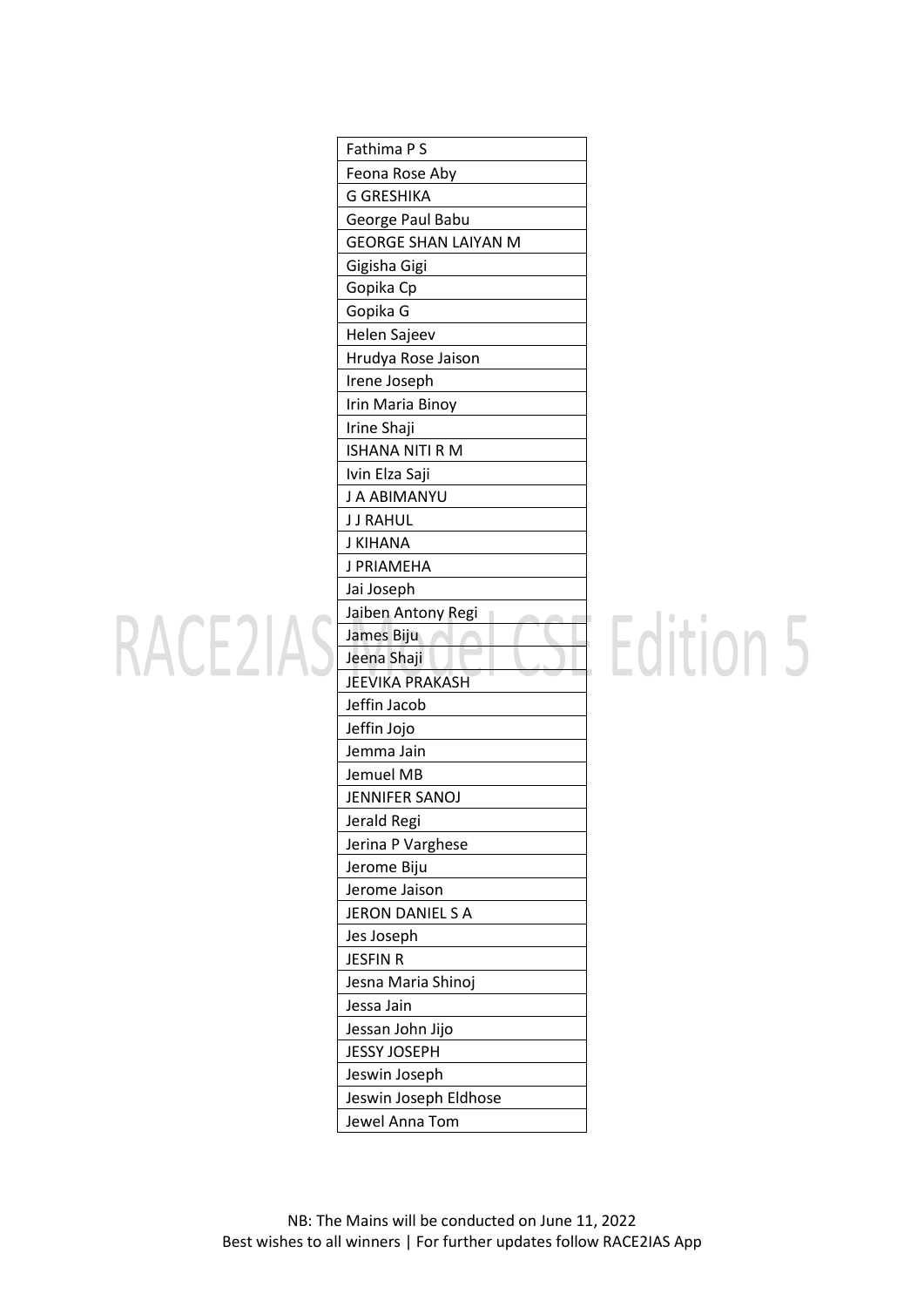| Fathima P S |
|---|
| Feona Rose Aby |
| G GRESHIKA |
| George Paul Babu |
| GEORGE SHAN LAIYAN M |
| Gigisha Gigi |
| Gopika Cp |
| Gopika G |
| Helen Sajeev |
| Hrudya Rose Jaison |
| Irene Joseph |
| Irin Maria Binoy |
| Irine Shaji |
| ISHANA NITI R M |
| Ivin Elza Saji |
| J A ABIMANYU |
| J J RAHUL |
| J KIHANA |
| J PRIAMEHA |
| Jai Joseph |
| Jaiben Antony Regi |
| James Biju |
| Jeena Shaji |
| JEEVIKA PRAKASH |
| Jeffin Jacob |
| Jeffin Jojo |
| Jemma Jain |
| Jemuel MB |
| JENNIFER SANOJ |
| Jerald Regi |
| Jerina P Varghese |
| Jerome Biju |
| Jerome Jaison |
| JERON DANIEL S A |
| Jes Joseph |
| JESFIN R |
| Jesna Maria Shinoj |
| Jessa Jain |
| Jessan John Jijo |
| JESSY JOSEPH |
| Jeswin Joseph |
| Jeswin Joseph Eldhose |
| Jewel Anna Tom |

NB: The Mains will be conducted on June 11, 2022
Best wishes to all winners | For further updates follow RACE2IAS App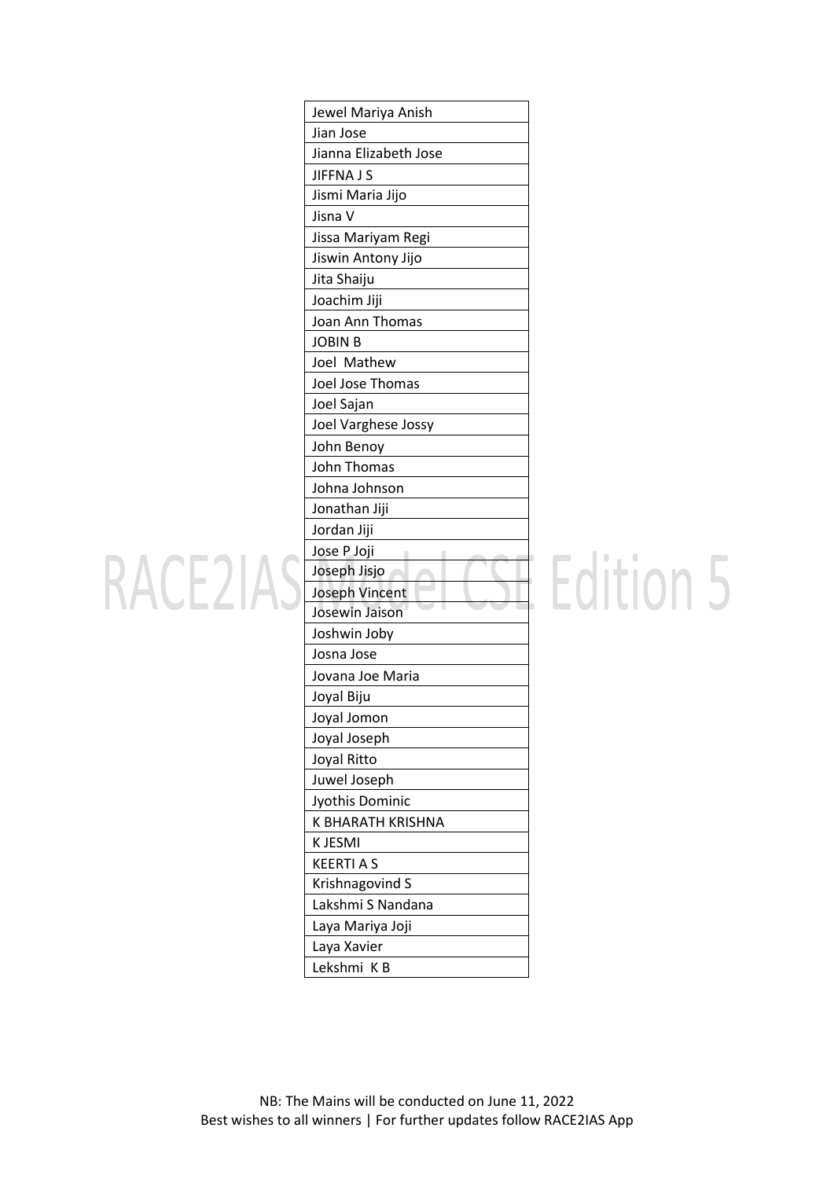| Jewel Mariya Anish |
|---|
| Jian Jose |
| Jianna Elizabeth Jose |
| JIFFNA J S |
| Jismi Maria Jijo |
| Jisna V |
| Jissa Mariyam Regi |
| Jiswin Antony Jijo |
| Jita Shaiju |
| Joachim Jiji |
| Joan Ann Thomas |
| JOBIN B |
| Joel Mathew |
| Joel Jose Thomas |
| Joel Sajan |
| Joel Varghese Jossy |
| John Benoy |
| John Thomas |
| Johna Johnson |
| Jonathan Jiji |
| Jordan Jiji |
| Jose P Joji |
| Joseph Jisjo |
| Joseph Vincent |
| Josewin Jaison |
| Joshwin Joby |
| Josna Jose |
| Jovana Joe Maria |
| Joyal Biju |
| Joyal Jomon |
| Joyal Joseph |
| Joyal Ritto |
| Juwel Joseph |
| Jyothis Dominic |
| K BHARATH KRISHNA |
| K JESMI |
| KEERTI A S |
| Krishnagovind S |
| Lakshmi S Nandana |
| Laya Mariya Joji |
| Laya Xavier |
| Lekshmi K B |

NB: The Mains will be conducted on June 11, 2022
Best wishes to all winners | For further updates follow RACE2IAS App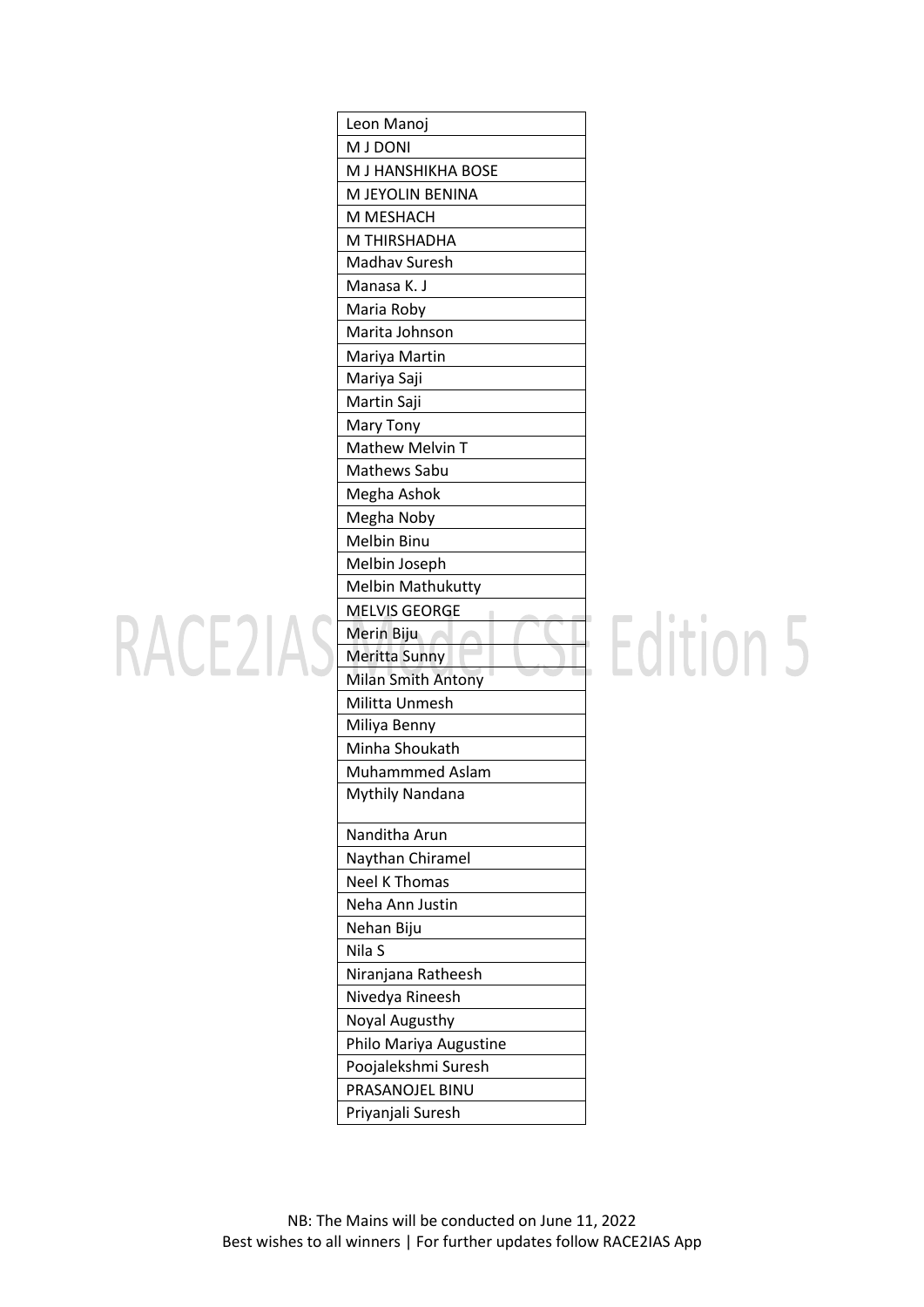| Leon Manoj |
| --- |
| M J DONI |
| M J HANSHIKHA BOSE |
| M JEYOLIN BENINA |
| M MESHACH |
| M THIRSHADHA |
| Madhav Suresh |
| Manasa K. J |
| Maria Roby |
| Marita Johnson |
| Mariya Martin |
| Mariya Saji |
| Martin Saji |
| Mary Tony |
| Mathew Melvin T |
| Mathews Sabu |
| Megha Ashok |
| Megha Noby |
| Melbin Binu |
| Melbin Joseph |
| Melbin Mathukutty |
| MELVIS GEORGE |
| Merin Biju |
| Meritta Sunny |
| Milan Smith Antony |
| Militta Unmesh |
| Miliya Benny |
| Minha Shoukath |
| Muhammmed Aslam |
| Mythily Nandana |
| Nanditha Arun |
| Naythan Chiramel |
| Neel K Thomas |
| Neha Ann Justin |
| Nehan Biju |
| Nila S |
| Niranjana Ratheesh |
| Nivedya Rineesh |
| Noyal Augusthy |
| Philo Mariya Augustine |
| Poojalekshmi Suresh |
| PRASANOJEL BINU |
| Priyanjali Suresh |

NB: The Mains will be conducted on June 11, 2022
Best wishes to all winners | For further updates follow RACE2IAS App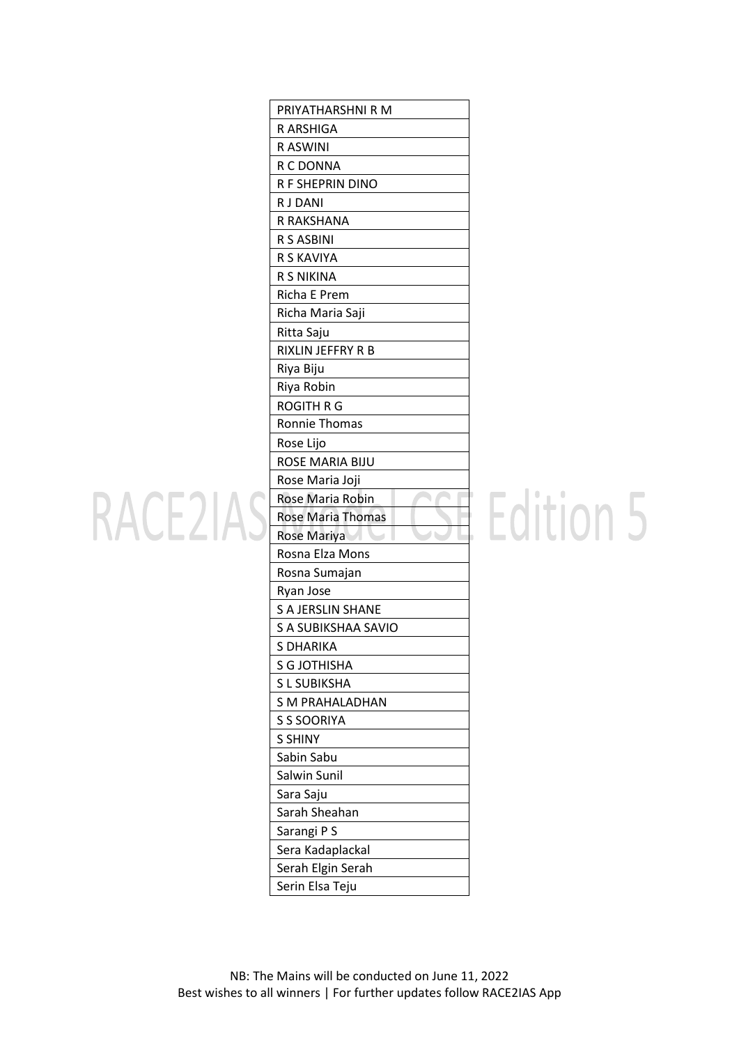| PRIYATHARSHNI R M |
|---|
| R ARSHIGA |
| R ASWINI |
| R C DONNA |
| R F SHEPRIN DINO |
| R J DANI |
| R RAKSHANA |
| R S ASBINI |
| R S KAVIYA |
| R S NIKINA |
| Richa E Prem |
| Richa Maria Saji |
| Ritta Saju |
| RIXLIN JEFFRY R B |
| Riya Biju |
| Riya Robin |
| ROGITH R G |
| Ronnie Thomas |
| Rose Lijo |
| ROSE MARIA BIJU |
| Rose Maria Joji |
| Rose Maria Robin |
| Rose Maria Thomas |
| Rose Mariya |
| Rosna Elza Mons |
| Rosna Sumajan |
| Ryan Jose |
| S A JERSLIN SHANE |
| S A SUBIKSHAA SAVIO |
| S DHARIKA |
| S G JOTHISHA |
| S L SUBIKSHA |
| S M PRAHALADHAN |
| S S SOORIYA |
| S SHINY |
| Sabin Sabu |
| Salwin Sunil |
| Sara Saju |
| Sarah Sheahan |
| Sarangi P S |
| Sera Kadaplackal |
| Serah Elgin Serah |
| Serin Elsa Teju |

NB: The Mains will be conducted on June 11, 2022
Best wishes to all winners | For further updates follow RACE2IAS App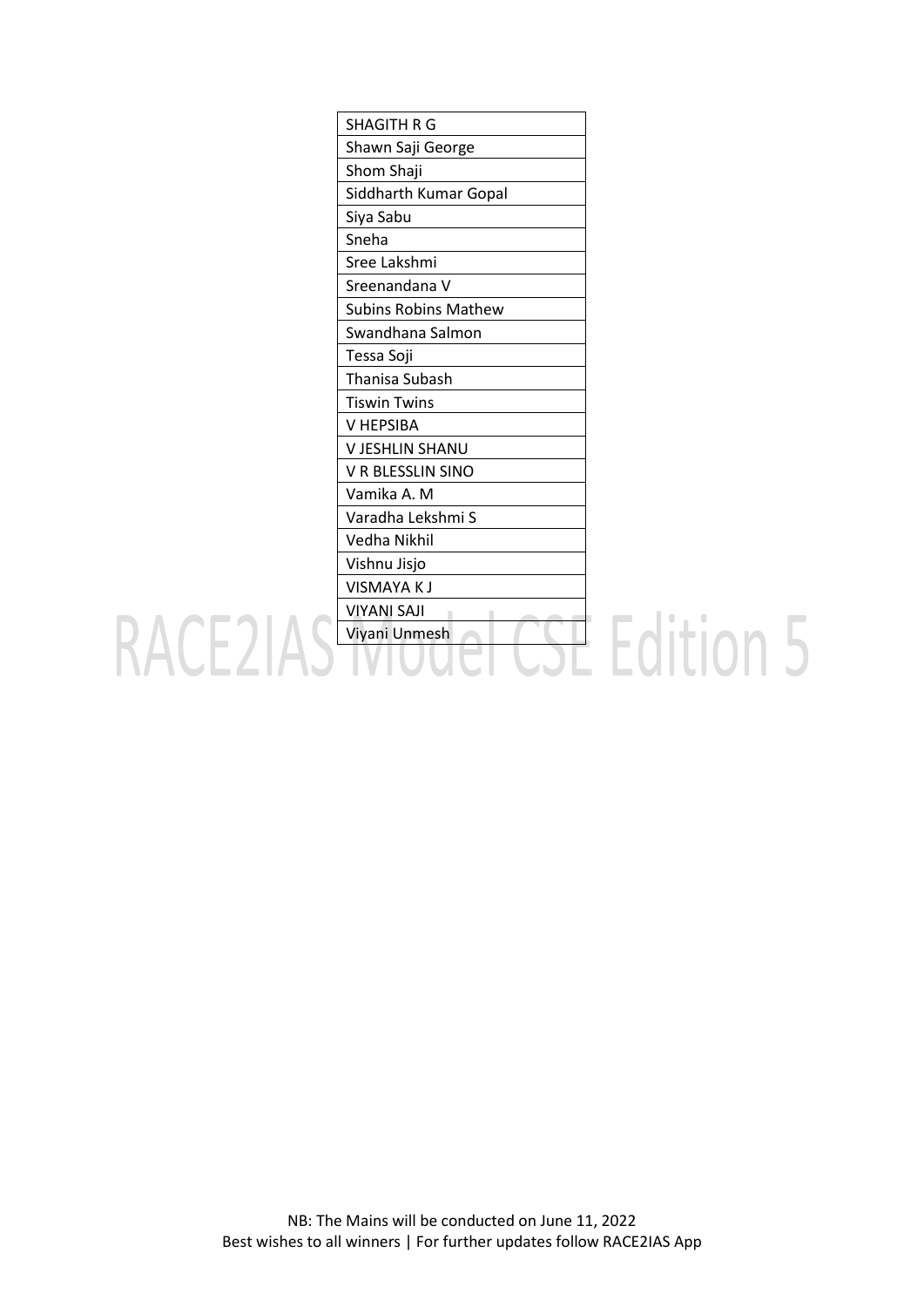| SHAGITH R G |
|---|
| Shawn Saji George |
| Shom Shaji |
| Siddharth Kumar Gopal |
| Siya Sabu |
| Sneha |
| Sree Lakshmi |
| Sreenandana V |
| Subins Robins Mathew |
| Swandhana Salmon |
| Tessa Soji |
| Thanisa Subash |
| Tiswin Twins |
| V HEPSIBA |
| V JESHLIN SHANU |
| V R BLESSLIN SINO |
| Vamika A. M |
| Varadha Lekshmi S |
| Vedha Nikhil |
| Vishnu Jisjo |
| VISMAYA K J |
| VIYANI SAJI |
| Viyani Unmesh |

RACE2IAS Model CSE Edition 5

NB: The Mains will be conducted on June 11, 2022
Best wishes to all winners | For further updates follow RACE2IAS App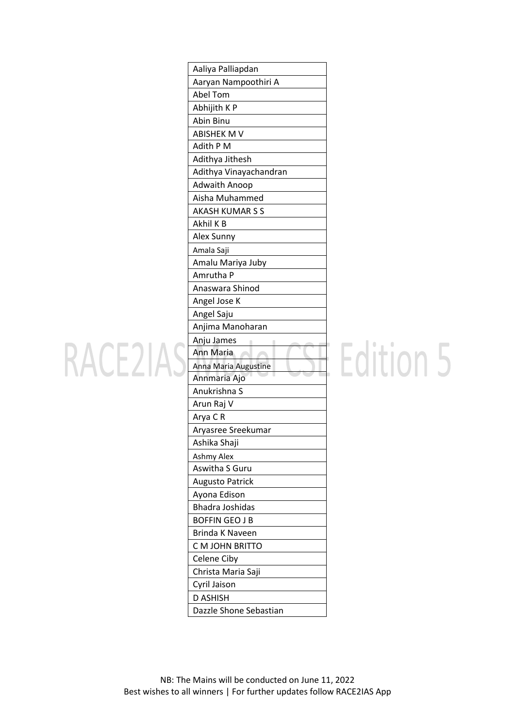| Aaliya Palliapdan |
|---|
| Aaryan Nampoothiri A |
| Abel Tom |
| Abhijith K P |
| Abin Binu |
| ABISHEK M V |
| Adith P M |
| Adithya Jithesh |
| Adithya Vinayachandran |
| Adwaith Anoop |
| Aisha Muhammed |
| AKASH KUMAR S S |
| Akhil K B |
| Alex Sunny |
| Amala Saji |
| Amalu Mariya Juby |
| Amrutha P |
| Anaswara Shinod |
| Angel Jose K |
| Angel Saju |
| Anjima Manoharan |
| Anju James |
| Ann Maria |
| Anna Maria Augustine |
| Annmaria Ajo |
| Anukrishna S |
| Arun Raj V |
| Arya C R |
| Aryasree Sreekumar |
| Ashika Shaji |
| Ashmy Alex |
| Aswitha S Guru |
| Augusto Patrick |
| Ayona Edison |
| Bhadra Joshidas |
| BOFFIN GEO J B |
| Brinda K Naveen |
| C M JOHN BRITTO |
| Celene Ciby |
| Christa Maria Saji |
| Cyril Jaison |
| D ASHISH |
| Dazzle Shone Sebastian |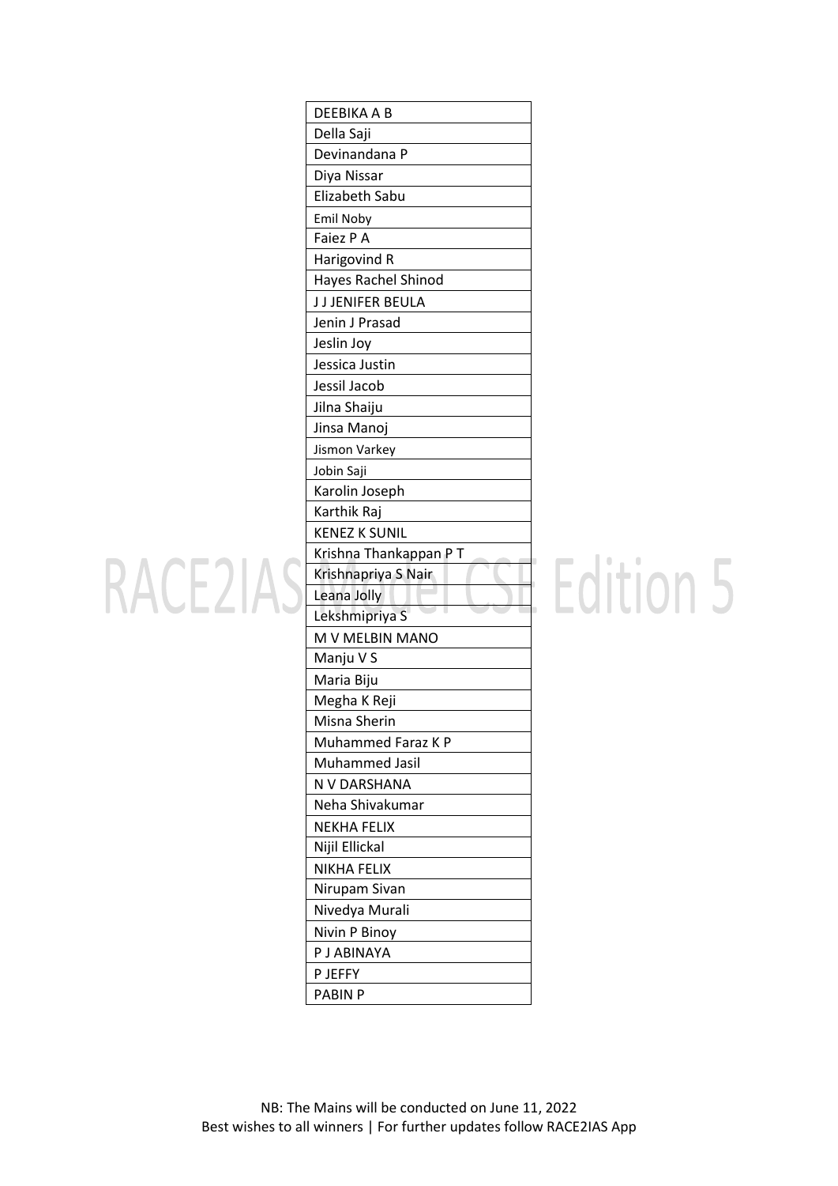| DEEBIKA A B |
|---|
| Della Saji |
| Devinandana P |
| Diya Nissar |
| Elizabeth Sabu |
| Emil Noby |
| Faiez P A |
| Harigovind R |
| Hayes Rachel Shinod |
| J J JENIFER BEULA |
| Jenin J Prasad |
| Jeslin Joy |
| Jessica Justin |
| Jessil Jacob |
| Jilna Shaiju |
| Jinsa Manoj |
| Jismon Varkey |
| Jobin Saji |
| Karolin Joseph |
| Karthik Raj |
| KENEZ K SUNIL |
| Krishna Thankappan P T |
| Krishnapriya S Nair |
| Leana Jolly |
| Lekshmipriya S |
| M V MELBIN MANO |
| Manju V S |
| Maria Biju |
| Megha K Reji |
| Misna Sherin |
| Muhammed Faraz K P |
| Muhammed Jasil |
| N V DARSHANA |
| Neha Shivakumar |
| NEKHA FELIX |
| Nijil Ellickal |
| NIKHA FELIX |
| Nirupam Sivan |
| Nivedya Murali |
| Nivin P Binoy |
| P J ABINAYA |
| P JEFFY |
| PABIN P |

NB: The Mains will be conducted on June 11, 2022
Best wishes to all winners | For further updates follow RACE2IAS App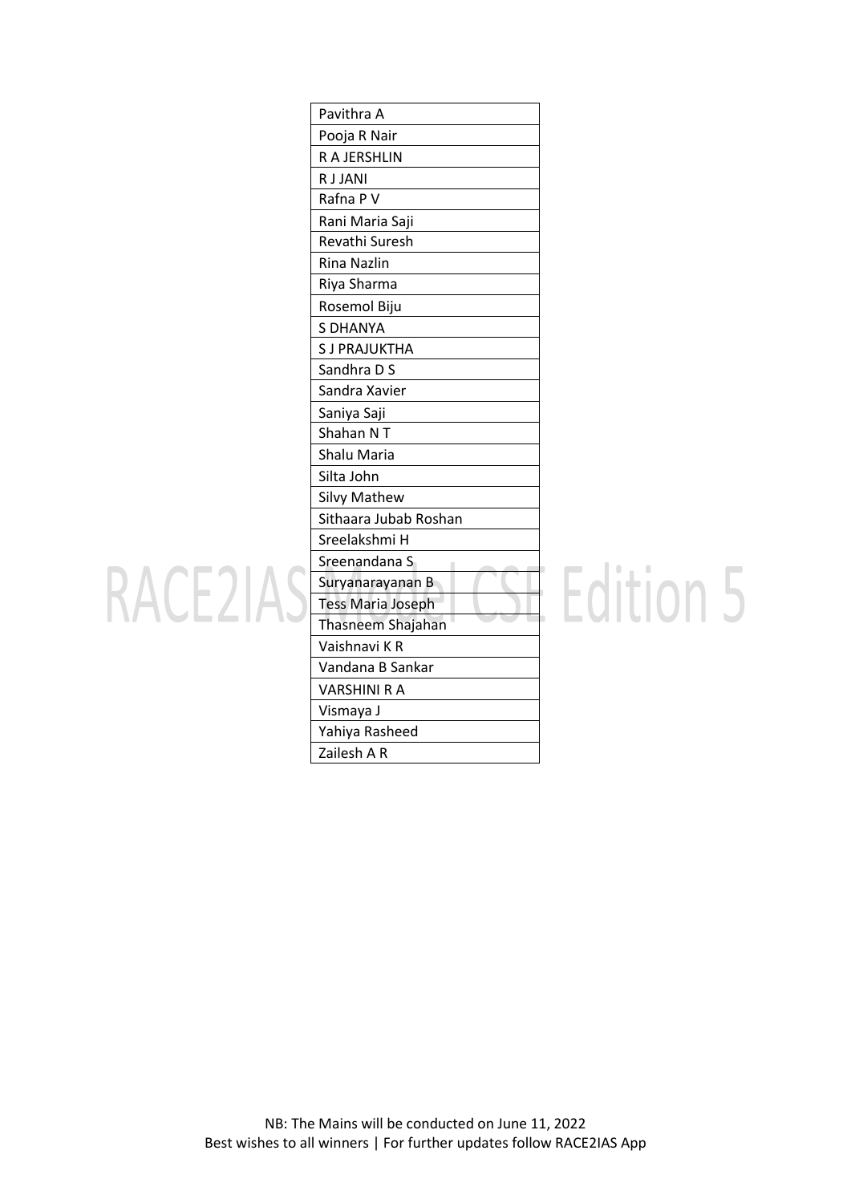| |
|---|
| Pavithra A |
| Pooja R Nair |
| R A JERSHLIN |
| R J JANI |
| Rafna P V |
| Rani Maria Saji |
| Revathi Suresh |
| Rina Nazlin |
| Riya Sharma |
| Rosemol Biju |
| S DHANYA |
| S J PRAJUKTHA |
| Sandhra D S |
| Sandra Xavier |
| Saniya Saji |
| Shahan N T |
| Shalu Maria |
| Silta John |
| Silvy Mathew |
| Sithaara Jubab Roshan |
| Sreelakshmi H |
| Sreenandana S |
| Suryanarayanan B |
| Tess Maria Joseph |
| Thasneem Shajahan |
| Vaishnavi K R |
| Vandana B Sankar |
| VARSHINI R A |
| Vismaya J |
| Yahiya Rasheed |
| Zailesh A R |

NB: The Mains will be conducted on June 11, 2022
Best wishes to all winners | For further updates follow RACE2IAS App